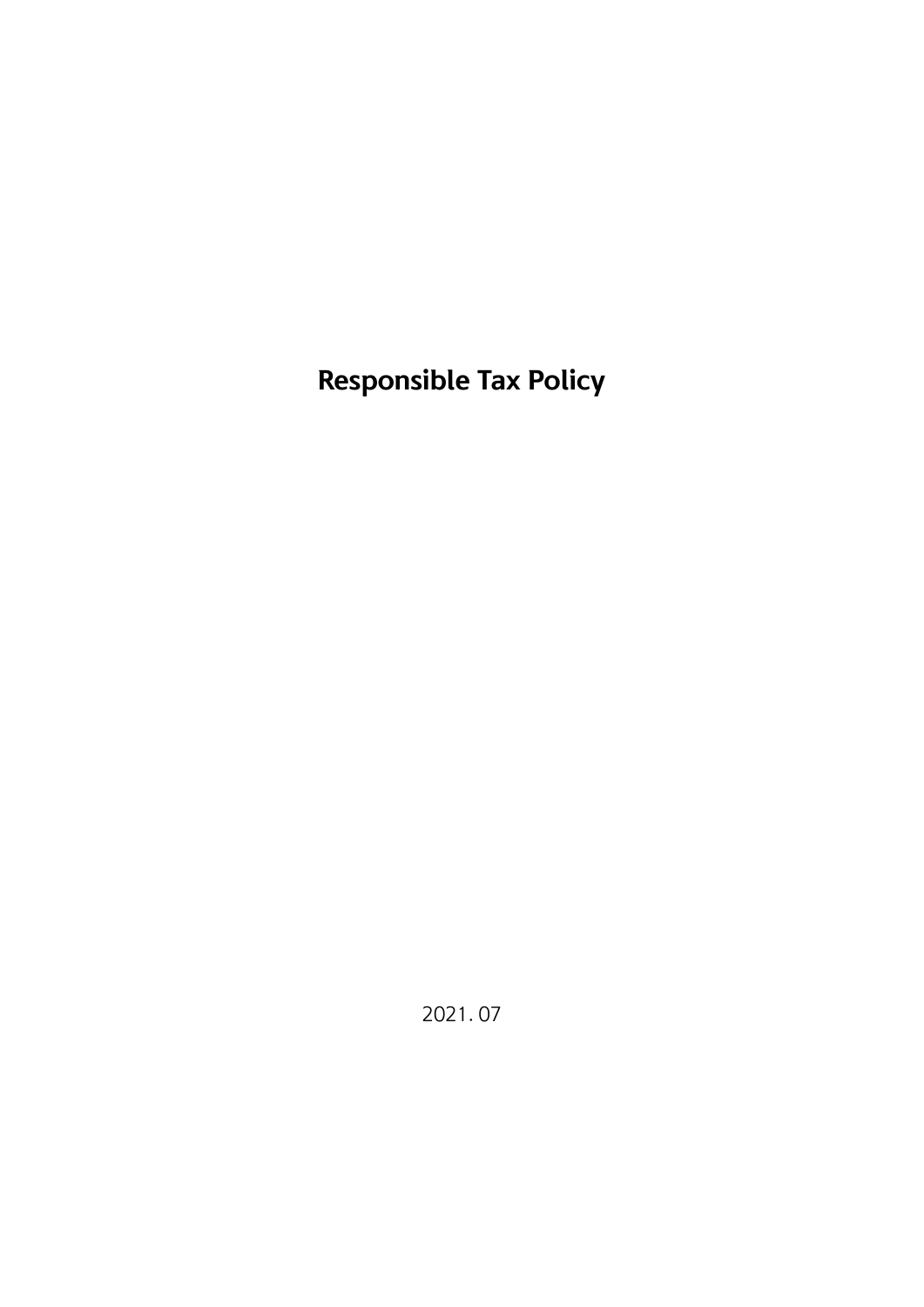# Responsible Tax Policy

2021. 07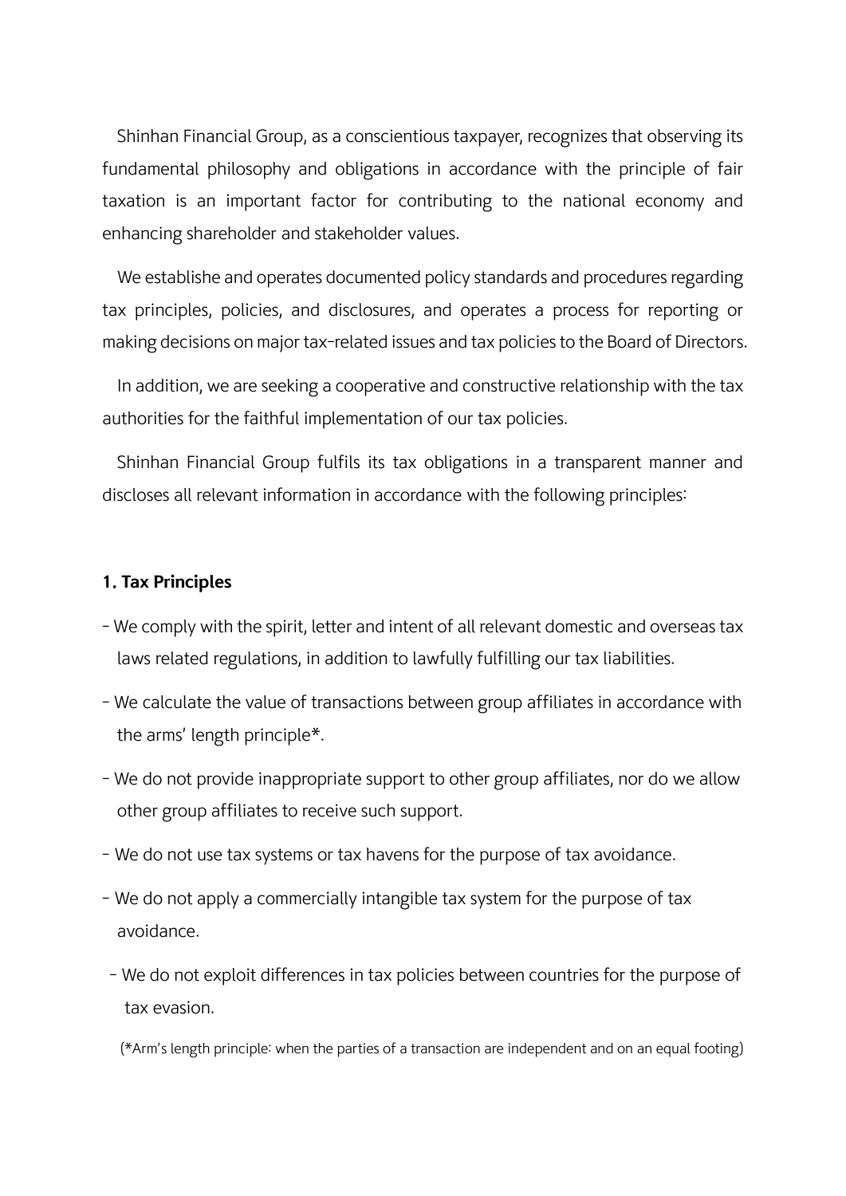Shinhan Financial Group, as a conscientious taxpayer, recognizes that observing its fundamental philosophy and obligations in accordance with the principle of fair taxation is an important factor for contributing to the national economy and enhancing shareholder and stakeholder values.

We establishe and operates documented policy standards and procedures regarding tax principles, policies, and disclosures, and operates a process for reporting or making decisions on major tax-related issues and tax policies to the Board of Directors.

In addition, we are seeking a cooperative and constructive relationship with the tax authorities for the faithful implementation of our tax policies.

Shinhan Financial Group fulfils its tax obligations in a transparent manner and discloses all relevant information in accordance with the following principles:

**1. Tax Principles**

- We comply with the spirit, letter and intent of all relevant domestic and overseas tax laws related regulations, in addition to lawfully fulfilling our tax liabilities.
- We calculate the value of transactions between group affiliates in accordance with the arms' length principle*.
- We do not provide inappropriate support to other group affiliates, nor do we allow other group affiliates to receive such support.
- We do not use tax systems or tax havens for the purpose of tax avoidance.
- We do not apply a commercially intangible tax system for the purpose of tax avoidance.
- We do not exploit differences in tax policies between countries for the purpose of tax evasion.

(*Arm's length principle: when the parties of a transaction are independent and on an equal footing)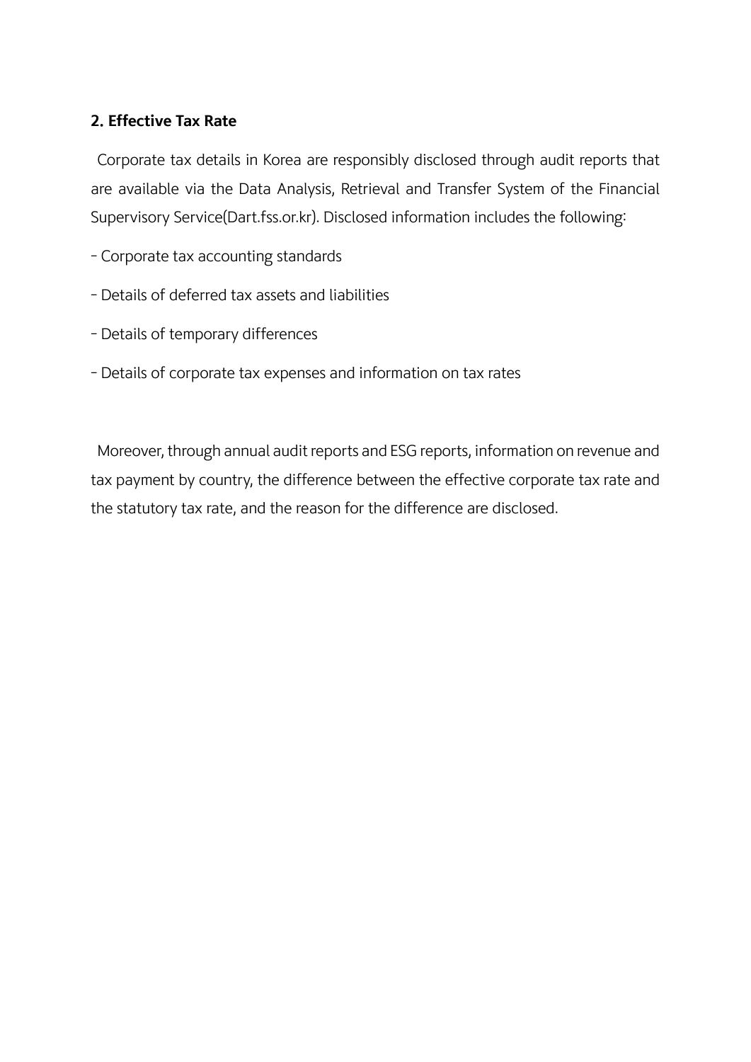## 2. Effective Tax Rate

Corporate tax details in Korea are responsibly disclosed through audit reports that are available via the Data Analysis, Retrieval and Transfer System of the Financial Supervisory Service(Dart.fss.or.kr). Disclosed information includes the following:

- Corporate tax accounting standards
- Details of deferred tax assets and liabilities
- Details of temporary differences
- Details of corporate tax expenses and information on tax rates

Moreover, through annual audit reports and ESG reports, information on revenue and tax payment by country, the difference between the effective corporate tax rate and the statutory tax rate, and the reason for the difference are disclosed.